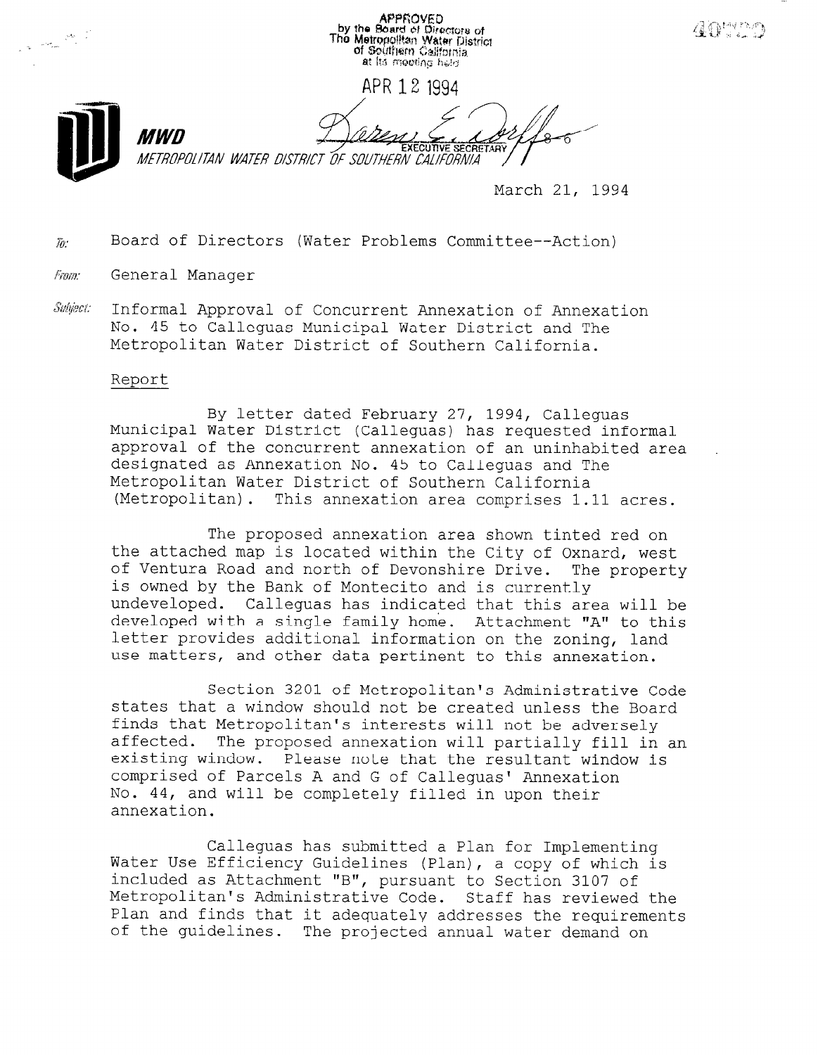APPROVED
by the Board of Directors of
The Metropolitan Water District
of Southern California
at its meeting held

APR 12 1994

EXECUTIVE SECRETARY

**MWD**

*METROPOLITAN WATER DISTRICT OF SOUTHERN CALIFORNIA*

March 21, 1994

*To:* Board of Directors (Water Problems Committee--Action)

*From:* General Manager

*Subject:* Informal Approval of Concurrent Annexation of Annexation No. 45 to Calleguas Municipal Water District and The Metropolitan Water District of Southern California.

Report

By letter dated February 27, 1994, Calleguas Municipal Water District (Calleguas) has requested informal approval of the concurrent annexation of an uninhabited area designated as Annexation No. 45 to Calleguas and The Metropolitan Water District of Southern California (Metropolitan). This annexation area comprises 1.11 acres.

The proposed annexation area shown tinted red on the attached map is located within the City of Oxnard, west of Ventura Road and north of Devonshire Drive. The property is owned by the Bank of Montecito and is currently undeveloped. Calleguas has indicated that this area will be developed with a single family home. Attachment "A" to this letter provides additional information on the zoning, land use matters, and other data pertinent to this annexation.

Section 3201 of Metropolitan's Administrative Code states that a window should not be created unless the Board finds that Metropolitan's interests will not be adversely affected. The proposed annexation will partially fill in an existing window. Please note that the resultant window is comprised of Parcels A and G of Calleguas' Annexation No. 44, and will be completely filled in upon their annexation.

Calleguas has submitted a Plan for Implementing Water Use Efficiency Guidelines (Plan), a copy of which is included as Attachment "B", pursuant to Section 3107 of Metropolitan's Administrative Code. Staff has reviewed the Plan and finds that it adequately addresses the requirements of the guidelines. The projected annual water demand on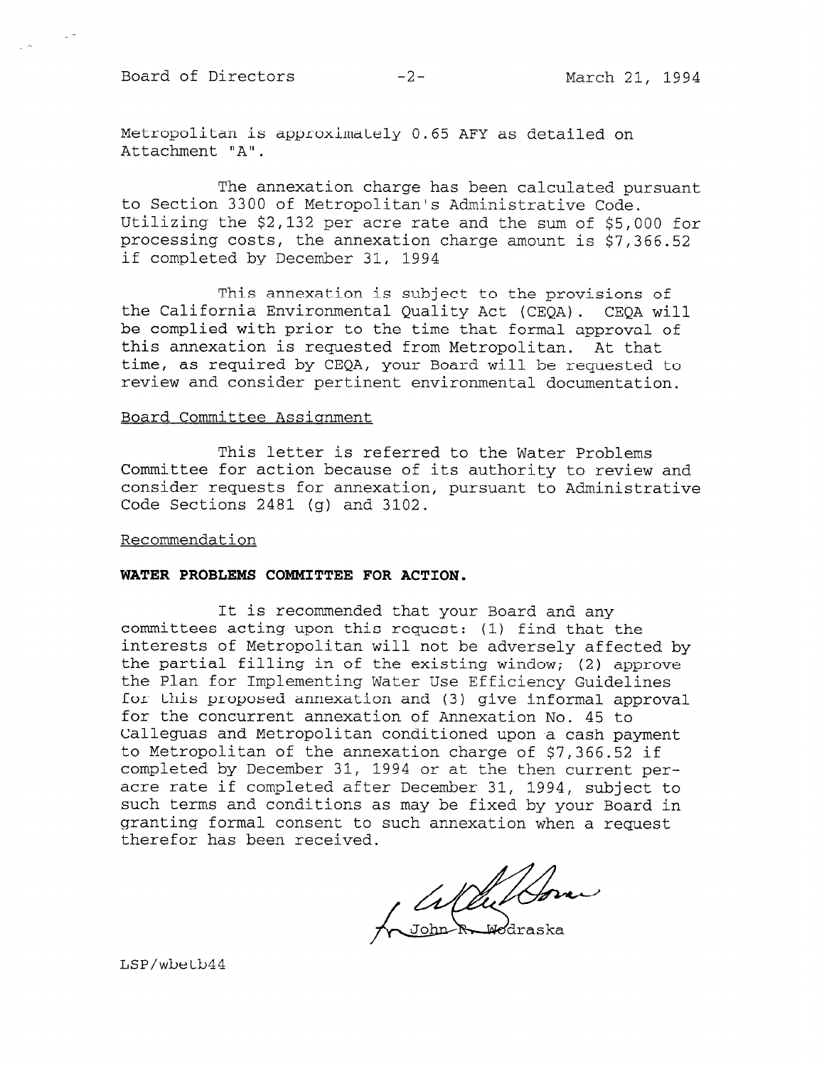Metropolitan is approximately 0.65 AFY as detailed on Attachment "A".

The annexation charge has been calculated pursuant to Section 3300 of Metropolitan's Administrative Code. Utilizing the $2,132 per acre rate and the sum of $5,000 for processing costs, the annexation charge amount is $7,366.52 if completed by December 31, 1994

This annexation is subject to the provisions of the California Environmental Quality Act (CEQA). CEQA will be complied with prior to the time that formal approval of this annexation is requested from Metropolitan. At that time, as required by CEQA, your Board will be requested to review and consider pertinent environmental documentation.

Board Committee Assignment

This letter is referred to the Water Problems Committee for action because of its authority to review and consider requests for annexation, pursuant to Administrative Code Sections 2481 (g) and 3102.

Recommendation

**WATER PROBLEMS COMMITTEE FOR ACTION.**

It is recommended that your Board and any committees acting upon this request: (1) find that the interests of Metropolitan will not be adversely affected by the partial filling in of the existing window; (2) approve the Plan for Implementing Water Use Efficiency Guidelines for this proposed annexation and (3) give informal approval for the concurrent annexation of Annexation No. 45 to Calleguas and Metropolitan conditioned upon a cash payment to Metropolitan of the annexation charge of $7,366.52 if completed by December 31, 1994 or at the then current per-acre rate if completed after December 31, 1994, subject to such terms and conditions as may be fixed by your Board in granting formal consent to such annexation when a request therefor has been received.

for John R. Wodraska

LSP/wbetb44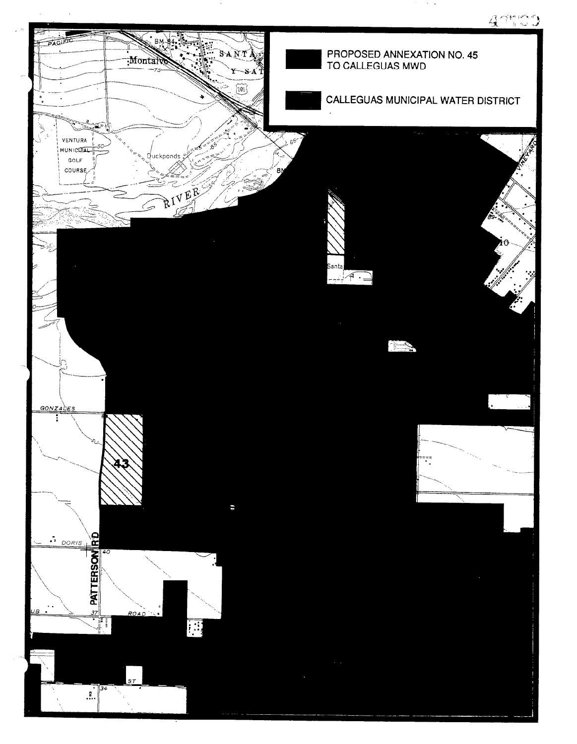PROPOSED ANNEXATION NO. 45 TO CALLEGUAS MWD

CALLEGUAS MUNICIPAL WATER DISTRICT

PACIFIC

Montalvo

SANTA

VENTURA MUNICIPAL GOLF COURSE

Duckponds

RIVER

VINEYARD

Santa

GONZALES

43

DORIS

PATTERSON RD

ROAD

ST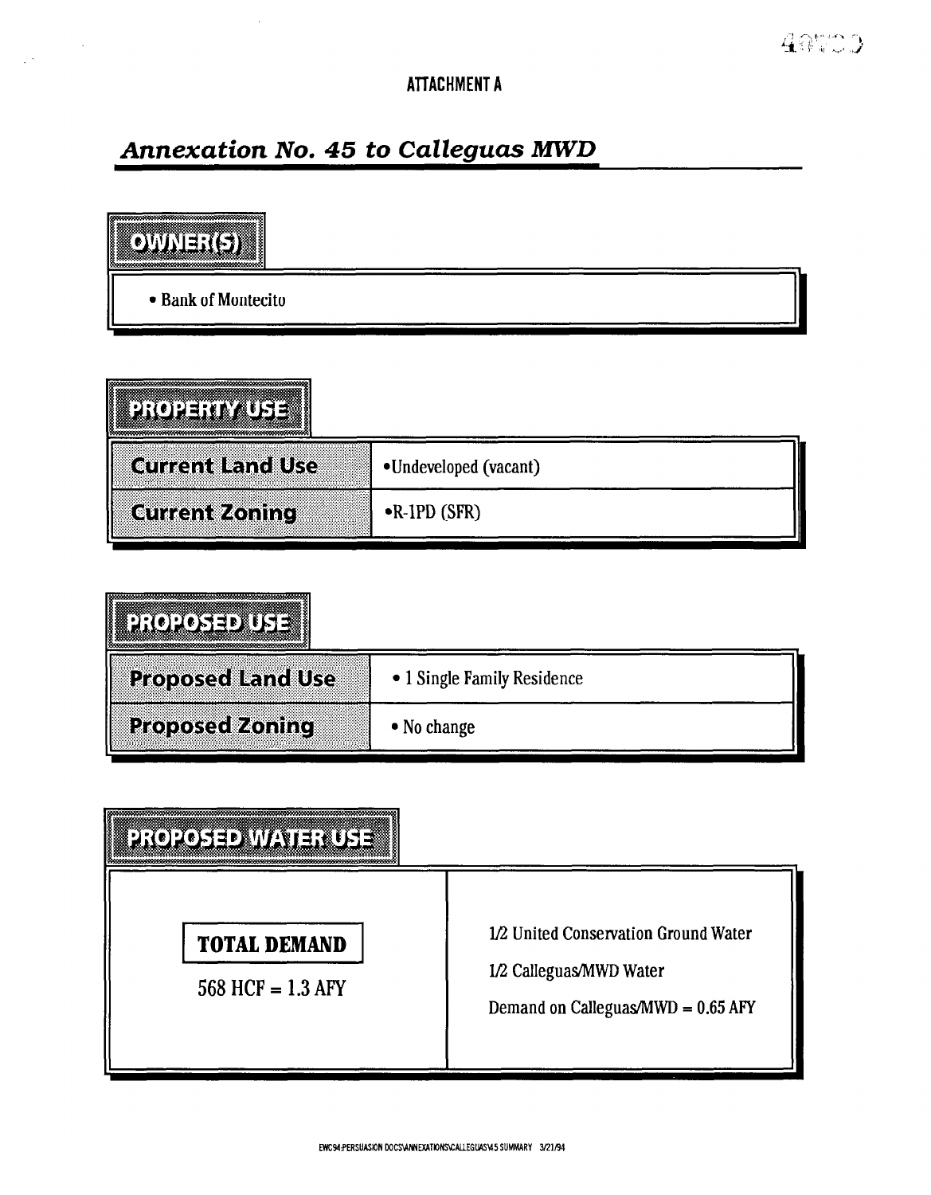ATTACHMENT A

## *Annexation No. 45 to Calleguas MWD*

### OWNER(S)

- Bank of Montecito

### PROPERTY USE

| | |
|---|---|
| Current Land Use | •Undeveloped (vacant) |
| Current Zoning | •R-1PD (SFR) |

### PROPOSED USE

| | |
|---|---|
| Proposed Land Use | • 1 Single Family Residence |
| Proposed Zoning | • No change |

### PROPOSED WATER USE

| | |
|---|---|
| **TOTAL DEMAND**<br>568 HCF = 1.3 AFY | 1/2 United Conservation Ground Water<br>1/2 Calleguas/MWD Water<br>Demand on Calleguas/MWD = 0.65 AFY |

EWC94:PERSUASION DOCS\ANNEXATIONS\CALLEGUAS\45 SUMMARY 3/21/94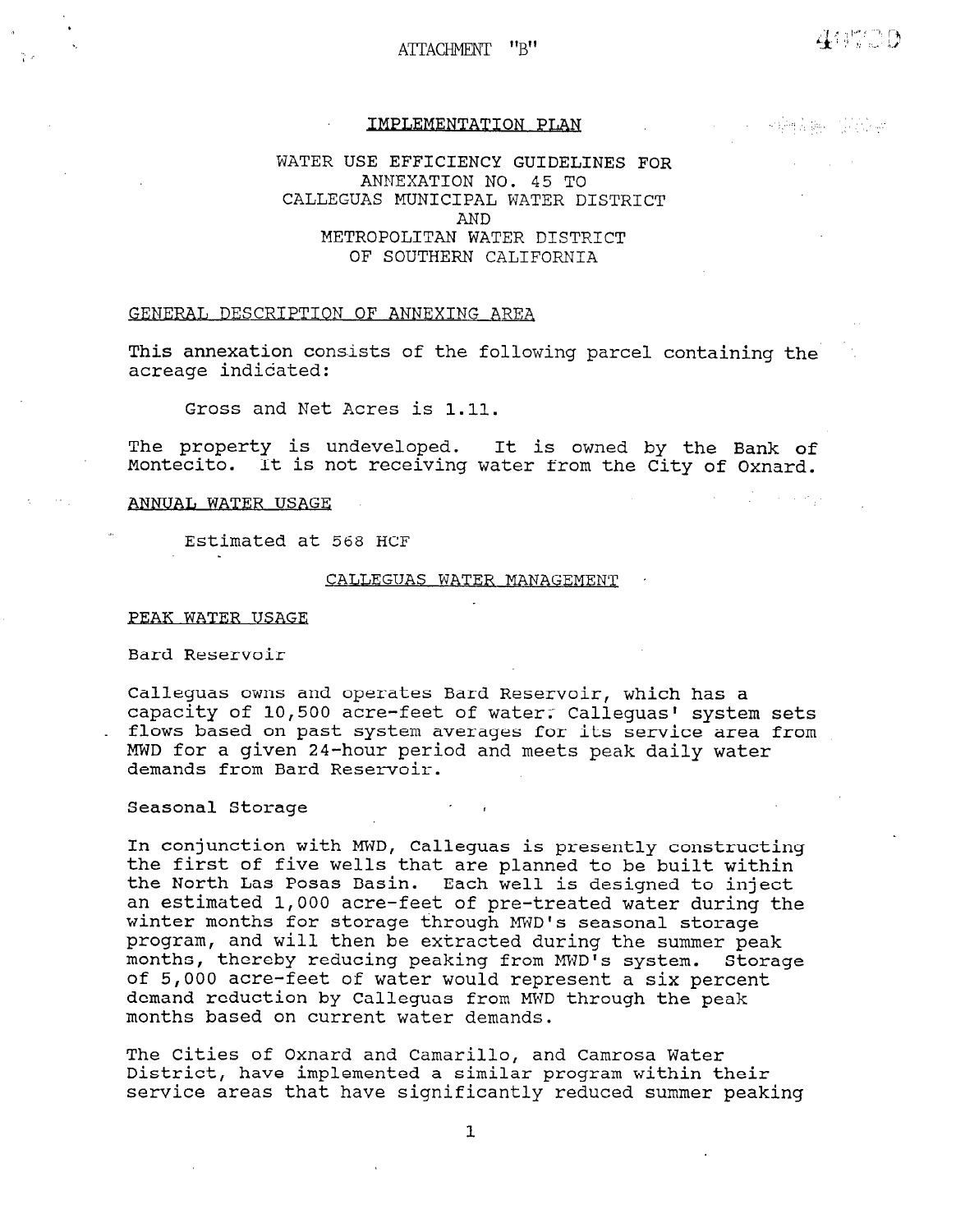ATTACHMENT "B"

# IMPLEMENTATION PLAN

## WATER USE EFFICIENCY GUIDELINES FOR ANNEXATION NO. 45 TO CALLEGUAS MUNICIPAL WATER DISTRICT AND METROPOLITAN WATER DISTRICT OF SOUTHERN CALIFORNIA

### GENERAL DESCRIPTION OF ANNEXING AREA

This annexation consists of the following parcel containing the acreage indicated:

Gross and Net Acres is 1.11.

The property is undeveloped. It is owned by the Bank of Montecito. It is not receiving water from the City of Oxnard.

### ANNUAL WATER USAGE

Estimated at 568 HCF

## CALLEGUAS WATER MANAGEMENT

### PEAK WATER USAGE

Bard Reservoir

Calleguas owns and operates Bard Reservoir, which has a capacity of 10,500 acre-feet of water. Calleguas' system sets flows based on past system averages for its service area from MWD for a given 24-hour period and meets peak daily water demands from Bard Reservoir.

Seasonal Storage

In conjunction with MWD, Calleguas is presently constructing the first of five wells that are planned to be built within the North Las Posas Basin. Each well is designed to inject an estimated 1,000 acre-feet of pre-treated water during the winter months for storage through MWD's seasonal storage program, and will then be extracted during the summer peak months, thereby reducing peaking from MWD's system. Storage of 5,000 acre-feet of water would represent a six percent demand reduction by Calleguas from MWD through the peak months based on current water demands.

The Cities of Oxnard and Camarillo, and Camrosa Water District, have implemented a similar program within their service areas that have significantly reduced summer peaking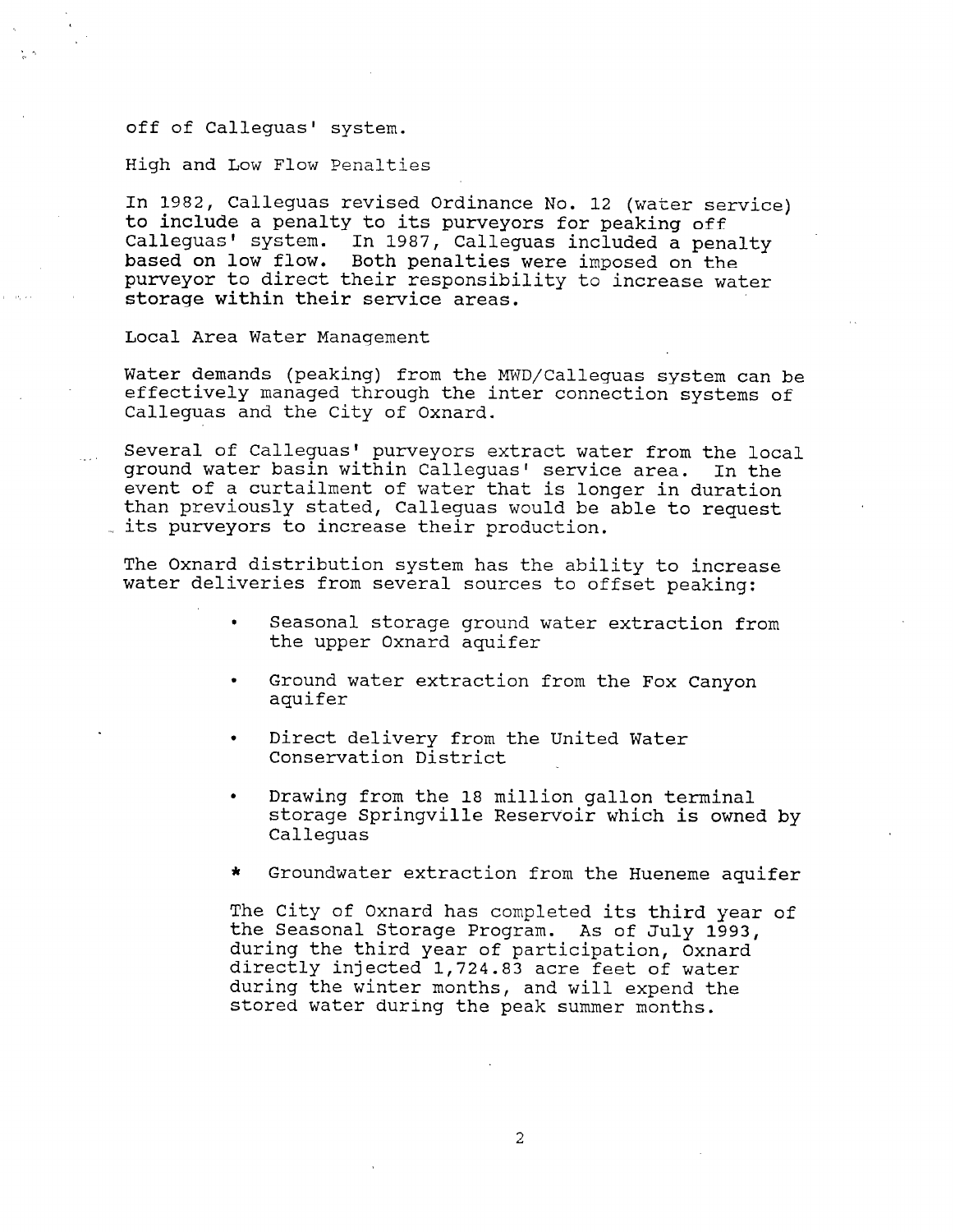off of Calleguas' system.

## High and Low Flow Penalties

In 1982, Calleguas revised Ordinance No. 12 (water service) to include a penalty to its purveyors for peaking off Calleguas' system. In 1987, Calleguas included a penalty based on low flow. Both penalties were imposed on the purveyor to direct their responsibility to increase water storage within their service areas.

## Local Area Water Management

Water demands (peaking) from the MWD/Calleguas system can be effectively managed through the inter connection systems of Calleguas and the City of Oxnard.

Several of Calleguas' purveyors extract water from the local ground water basin within Calleguas' service area. In the event of a curtailment of water that is longer in duration than previously stated, Calleguas would be able to request its purveyors to increase their production.

The Oxnard distribution system has the ability to increase water deliveries from several sources to offset peaking:

- Seasonal storage ground water extraction from the upper Oxnard aquifer
- Ground water extraction from the Fox Canyon aquifer
- Direct delivery from the United Water Conservation District
- Drawing from the 18 million gallon terminal storage Springville Reservoir which is owned by Calleguas
- Groundwater extraction from the Hueneme aquifer

The City of Oxnard has completed its third year of the Seasonal Storage Program. As of July 1993, during the third year of participation, Oxnard directly injected 1,724.83 acre feet of water during the winter months, and will expend the stored water during the peak summer months.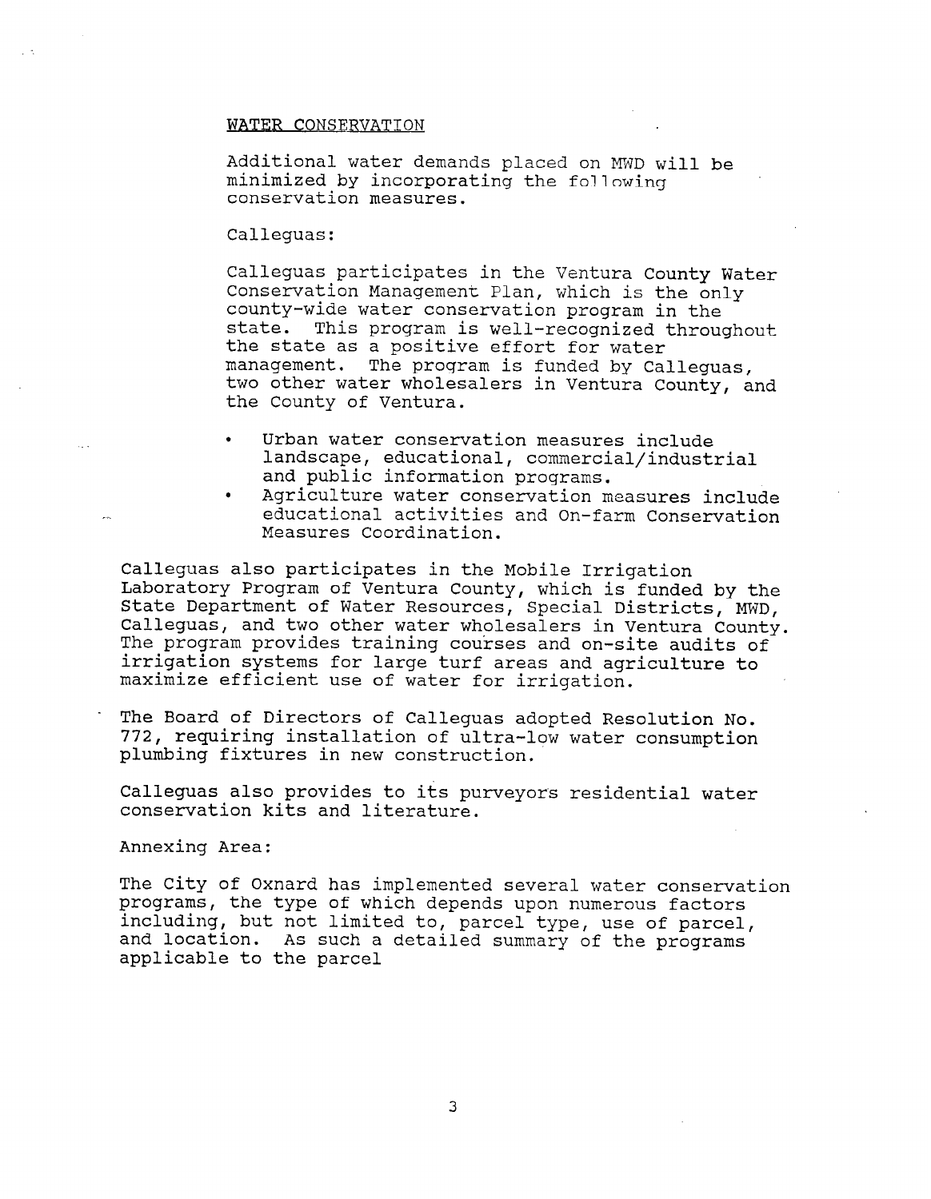## WATER CONSERVATION

Additional water demands placed on MWD will be minimized by incorporating the following conservation measures.

Calleguas:

Calleguas participates in the Ventura County Water Conservation Management Plan, which is the only county-wide water conservation program in the state. This program is well-recognized throughout the state as a positive effort for water management. The program is funded by Calleguas, two other water wholesalers in Ventura County, and the County of Ventura.

- Urban water conservation measures include landscape, educational, commercial/industrial and public information programs.
- Agriculture water conservation measures include educational activities and On-farm Conservation Measures Coordination.

Calleguas also participates in the Mobile Irrigation Laboratory Program of Ventura County, which is funded by the State Department of Water Resources, Special Districts, MWD, Calleguas, and two other water wholesalers in Ventura County. The program provides training courses and on-site audits of irrigation systems for large turf areas and agriculture to maximize efficient use of water for irrigation.

The Board of Directors of Calleguas adopted Resolution No. 772, requiring installation of ultra-low water consumption plumbing fixtures in new construction.

Calleguas also provides to its purveyors residential water conservation kits and literature.

Annexing Area:

The City of Oxnard has implemented several water conservation programs, the type of which depends upon numerous factors including, but not limited to, parcel type, use of parcel, and location. As such a detailed summary of the programs applicable to the parcel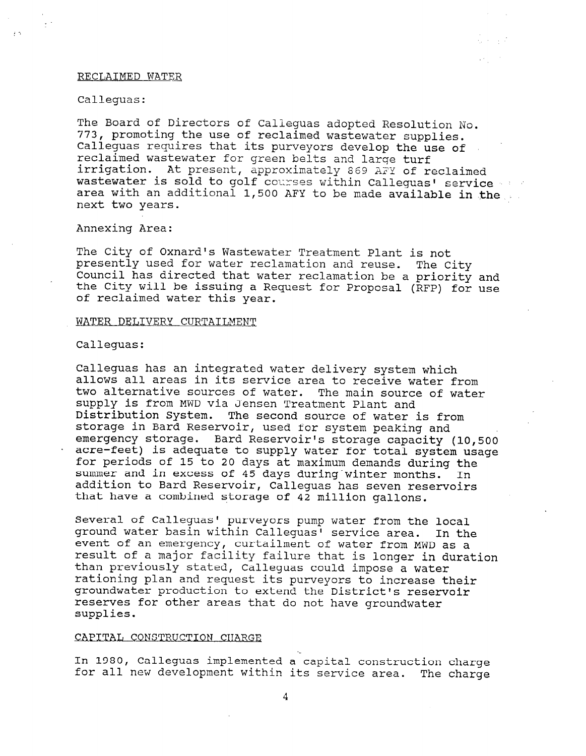## RECLAIMED WATER

Calleguas:

The Board of Directors of Calleguas adopted Resolution No. 773, promoting the use of reclaimed wastewater supplies. Calleguas requires that its purveyors develop the use of reclaimed wastewater for green belts and large turf irrigation. At present, approximately 869 AFY of reclaimed wastewater is sold to golf courses within Calleguas' service area with an additional 1,500 AFY to be made available in the next two years.

Annexing Area:

The City of Oxnard's Wastewater Treatment Plant is not presently used for water reclamation and reuse. The City Council has directed that water reclamation be a priority and the City will be issuing a Request for Proposal (RFP) for use of reclaimed water this year.

## WATER DELIVERY CURTAILMENT

Calleguas:

Calleguas has an integrated water delivery system which allows all areas in its service area to receive water from two alternative sources of water. The main source of water supply is from MWD via Jensen Treatment Plant and Distribution System. The second source of water is from storage in Bard Reservoir, used for system peaking and emergency storage. Bard Reservoir's storage capacity (10,500 acre-feet) is adequate to supply water for total system usage for periods of 15 to 20 days at maximum demands during the summer and in excess of 45 days during winter months. In addition to Bard Reservoir, Calleguas has seven reservoirs that have a combined storage of 42 million gallons.

Several of Calleguas' purveyors pump water from the local ground water basin within Calleguas' service area. In the event of an emergency, curtailment of water from MWD as a result of a major facility failure that is longer in duration than previously stated, Calleguas could impose a water rationing plan and request its purveyors to increase their groundwater production to extend the District's reservoir reserves for other areas that do not have groundwater supplies.

## CAPITAL CONSTRUCTION CHARGE

In 1980, Calleguas implemented a capital construction charge for all new development within its service area. The charge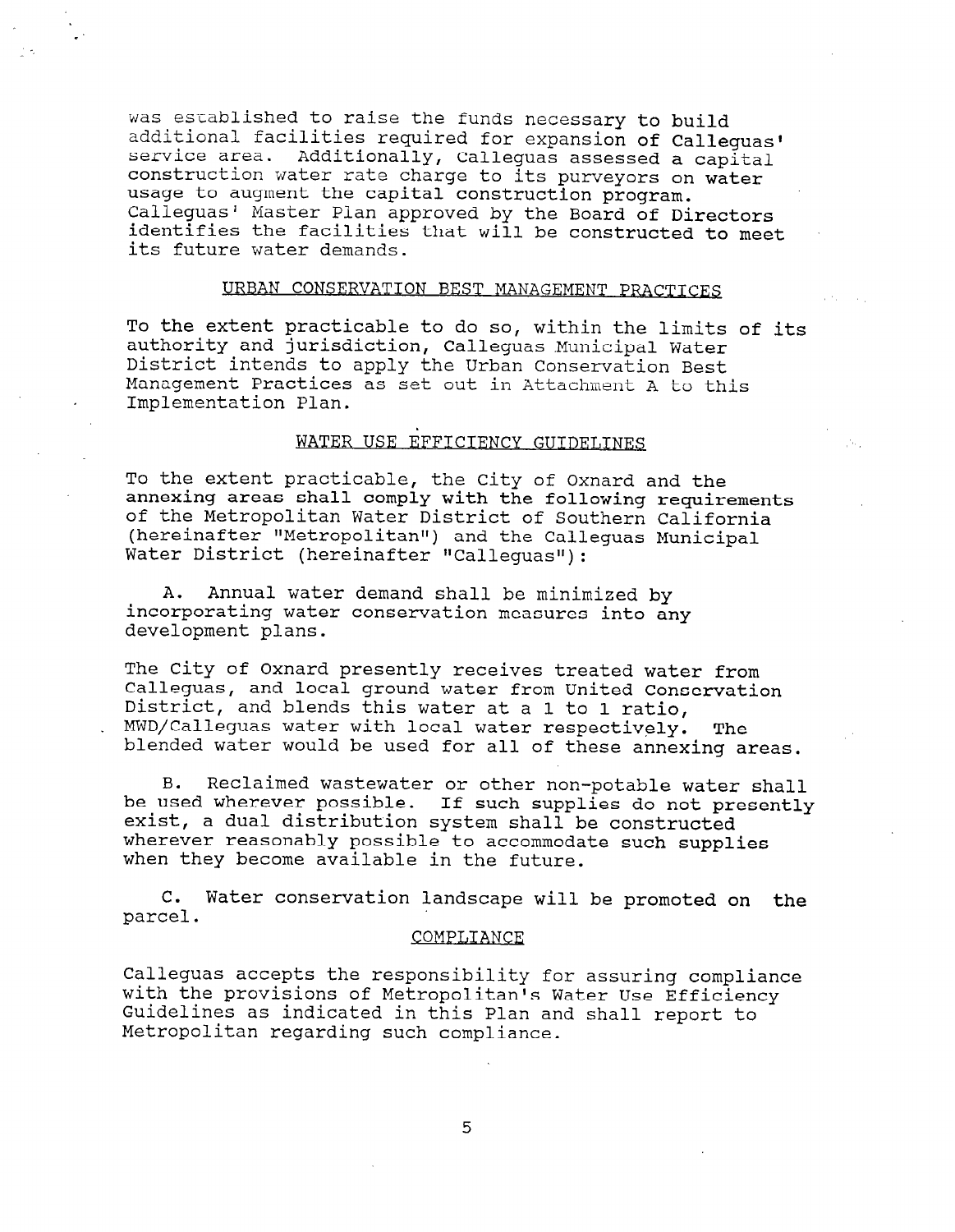was established to raise the funds necessary to build additional facilities required for expansion of Calleguas' service area. Additionally, Calleguas assessed a capital construction water rate charge to its purveyors on water usage to augment the capital construction program. Calleguas' Master Plan approved by the Board of Directors identifies the facilities that will be constructed to meet its future water demands.

## URBAN CONSERVATION BEST MANAGEMENT PRACTICES

To the extent practicable to do so, within the limits of its authority and jurisdiction, Calleguas Municipal Water District intends to apply the Urban Conservation Best Management Practices as set out in Attachment A to this Implementation Plan.

## WATER USE EFFICIENCY GUIDELINES

To the extent practicable, the City of Oxnard and the annexing areas shall comply with the following requirements of the Metropolitan Water District of Southern California (hereinafter "Metropolitan") and the Calleguas Municipal Water District (hereinafter "Calleguas"):

A. Annual water demand shall be minimized by incorporating water conservation measures into any development plans.

The City of Oxnard presently receives treated water from Calleguas, and local ground water from United Conservation District, and blends this water at a 1 to 1 ratio, MWD/Calleguas water with local water respectively. The blended water would be used for all of these annexing areas.

B. Reclaimed wastewater or other non-potable water shall be used wherever possible. If such supplies do not presently exist, a dual distribution system shall be constructed wherever reasonably possible to accommodate such supplies when they become available in the future.

C. Water conservation landscape will be promoted on the parcel.

## COMPLIANCE

Calleguas accepts the responsibility for assuring compliance with the provisions of Metropolitan's Water Use Efficiency Guidelines as indicated in this Plan and shall report to Metropolitan regarding such compliance.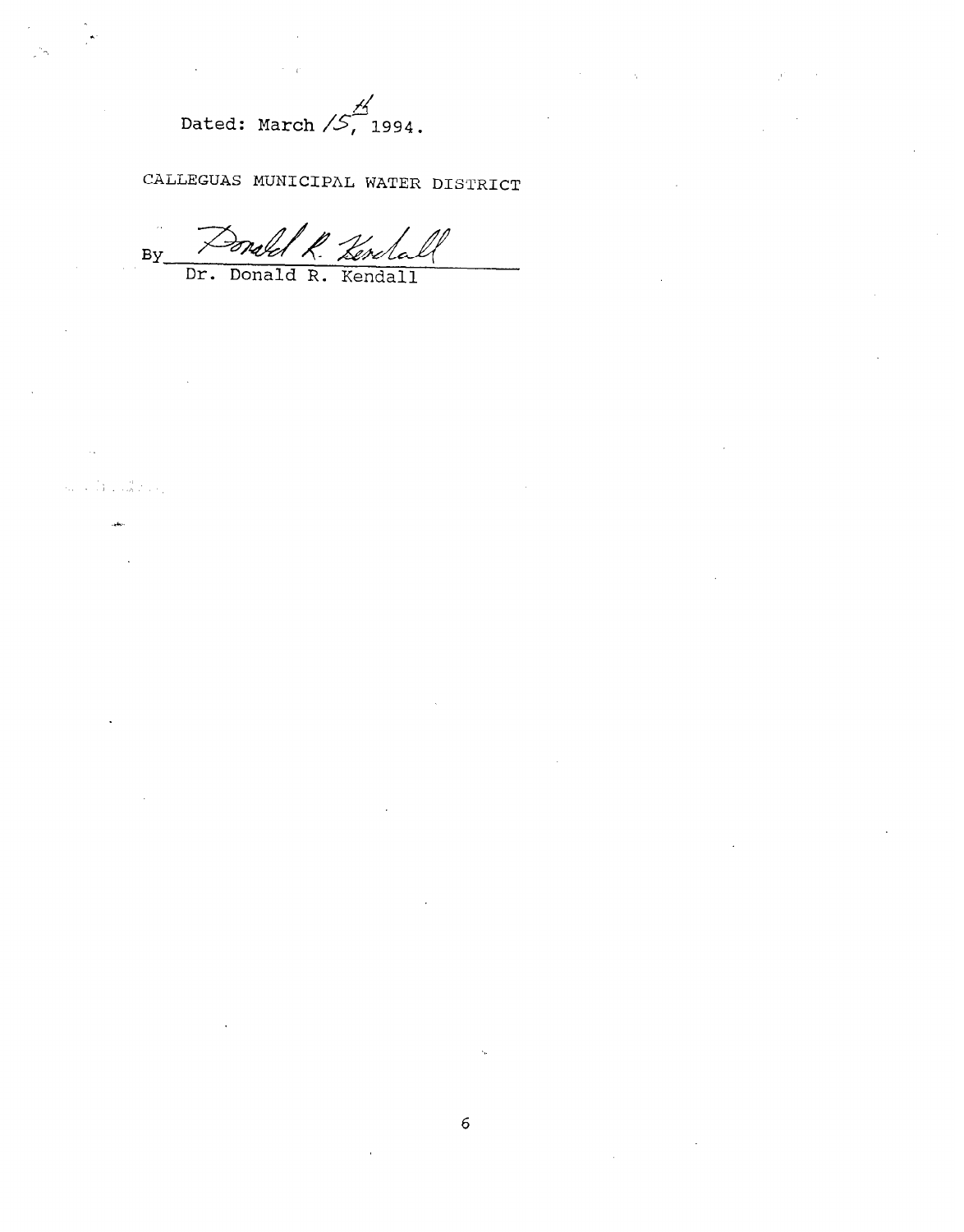Dated: March 15th, 1994.

CALLEGUAS MUNICIPAL WATER DISTRICT

By *Donald R. Kendall*
Dr. Donald R. Kendall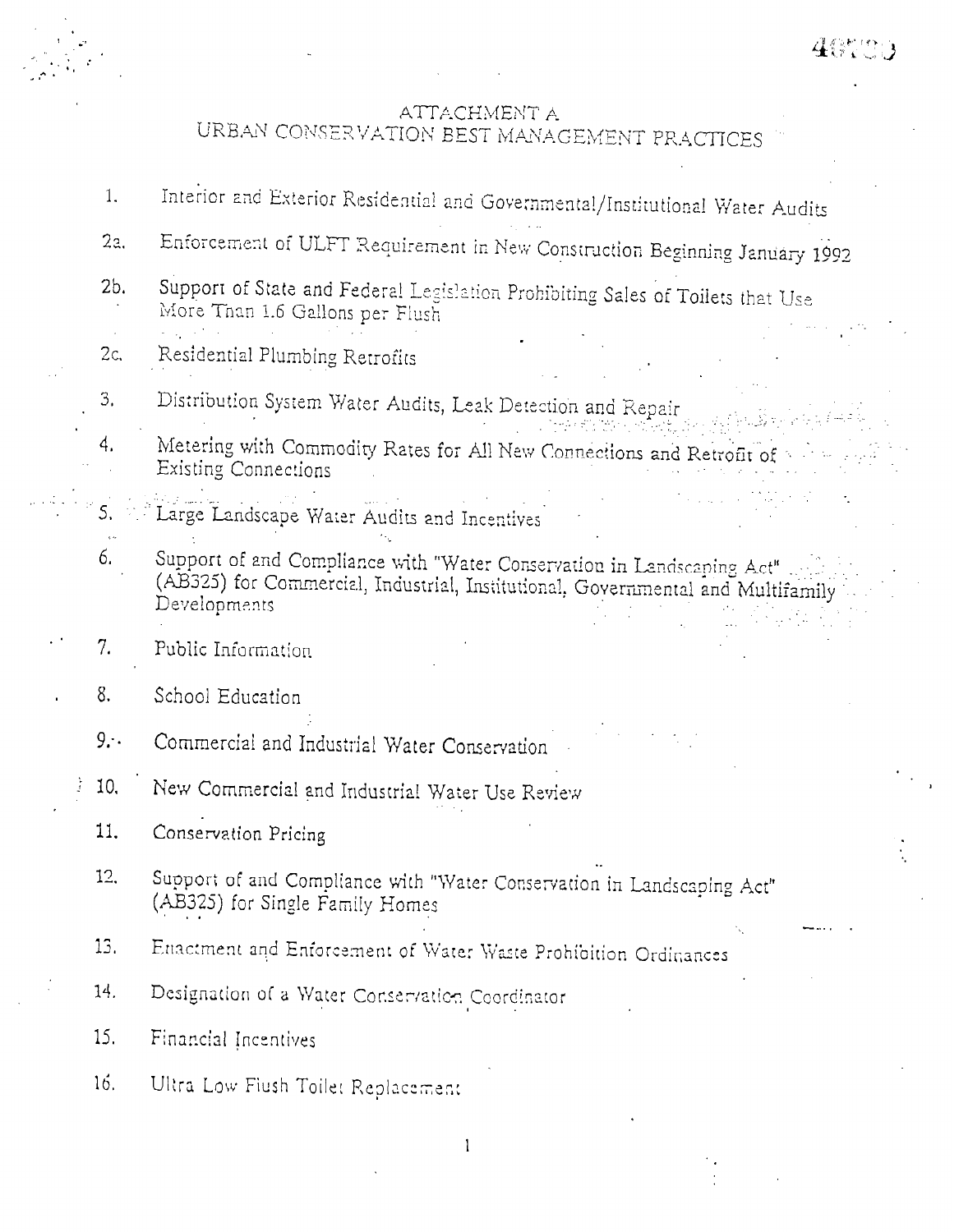# ATTACHMENT A
## URBAN CONSERVATION BEST MANAGEMENT PRACTICES

1. Interior and Exterior Residential and Governmental/Institutional Water Audits

2a. Enforcement of ULFT Requirement in New Construction Beginning January 1992

2b. Support of State and Federal Legislation Prohibiting Sales of Toilets that Use More Than 1.6 Gallons per Flush

2c. Residential Plumbing Retrofits

3. Distribution System Water Audits, Leak Detection and Repair

4. Metering with Commodity Rates for All New Connections and Retrofit of Existing Connections

5. Large Landscape Water Audits and Incentives

6. Support of and Compliance with "Water Conservation in Landscaping Act" (AB325) for Commercial, Industrial, Institutional, Governmental and Multifamily Developments

7. Public Information

8. School Education

9. Commercial and Industrial Water Conservation

10. New Commercial and Industrial Water Use Review

11. Conservation Pricing

12. Support of and Compliance with "Water Conservation in Landscaping Act" (AB325) for Single Family Homes

13. Enactment and Enforcement of Water Waste Prohibition Ordinances

14. Designation of a Water Conservation Coordinator

15. Financial Incentives

16. Ultra Low Flush Toilet Replacement